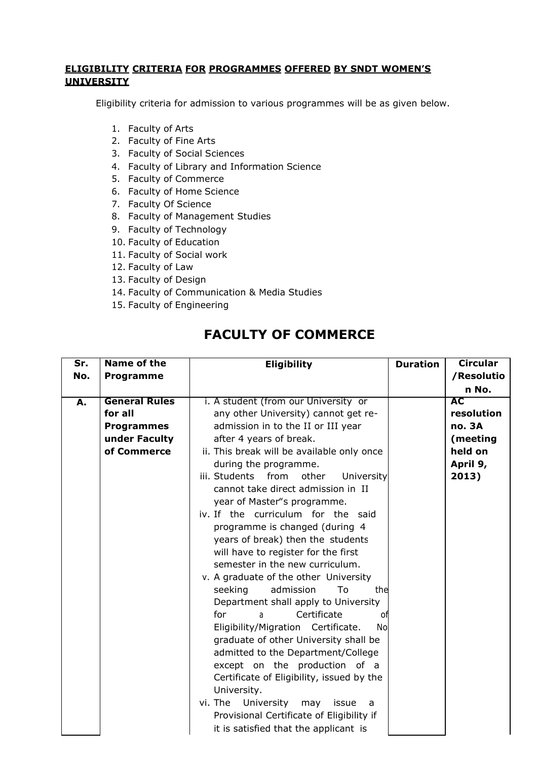**ELIGIBILITY CRITERIA FOR PROGRAMMES OFFERED BY SNDT WOMEN'S UNIVERSITY**

Eligibility criteria for admission to various programmes will be as given below.

1. Faculty of Arts
2. Faculty of Fine Arts
3. Faculty of Social Sciences
4. Faculty of Library and Information Science
5. Faculty of Commerce
6. Faculty of Home Science
7. Faculty Of Science
8. Faculty of Management Studies
9. Faculty of Technology
10. Faculty of Education
11. Faculty of Social work
12. Faculty of Law
13. Faculty of Design
14. Faculty of Communication & Media Studies
15. Faculty of Engineering

# FACULTY OF COMMERCE

| Sr. No. | Name of the Programme | Eligibility | Duration | Circular /Resolution No. |
|---|---|---|---|---|
| **A.** | **General Rules for all Programmes under Faculty of Commerce** | i. A student (from our University or any other University) cannot get re-admission in to the II or III year after 4 years of break.<br>ii. This break will be available only once during the programme.<br>iii. Students from other University cannot take direct admission in II year of Master"s programme.<br>iv. If the curriculum for the said programme is changed (during 4 years of break) then the students will have to register for the first semester in the new curriculum.<br>v. A graduate of the other University seeking admission To the Department shall apply to University for a Certificate of Eligibility/Migration Certificate. No graduate of other University shall be admitted to the Department/College except on the production of a Certificate of Eligibility, issued by the University.<br>vi. The University may issue a Provisional Certificate of Eligibility if it is satisfied that the applicant is | | **AC resolution no. 3A (meeting held on April 9, 2013)** |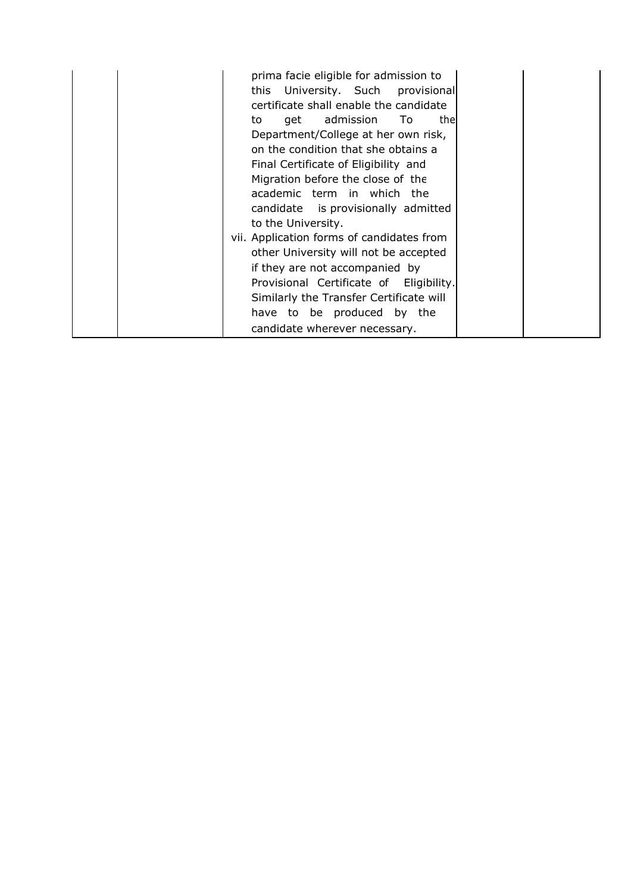|  |  |  |  |  |
|---|---|---|---|---|
|  |  | prima facie eligible for admission to this University. Such provisional certificate shall enable the candidate to get admission To the Department/College at her own risk, on the condition that she obtains a Final Certificate of Eligibility and Migration before the close of the academic term in which the candidate is provisionally admitted to the University.<br>vii. Application forms of candidates from other University will not be accepted if they are not accompanied by Provisional Certificate of Eligibility. Similarly the Transfer Certificate will have to be produced by the candidate wherever necessary. |  |  |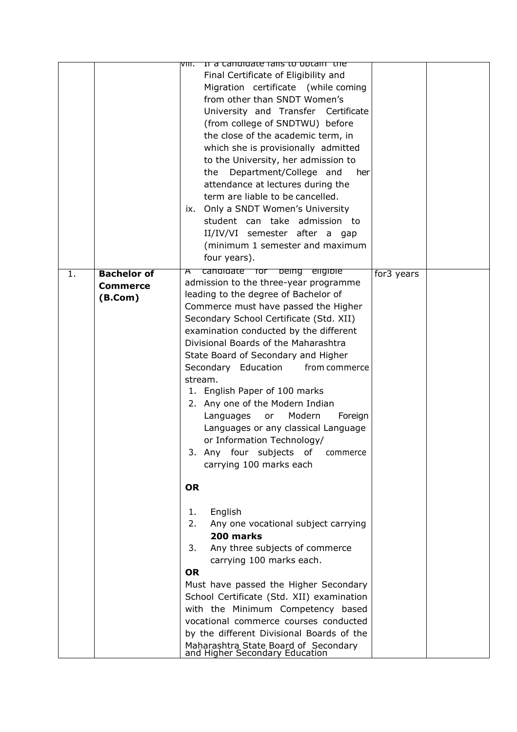|  |  |  |  |  |
|---|---|---|---|---|
|  |  | viii. If a candidate fails to obtain the Final Certificate of Eligibility and Migration certificate (while coming from other than SNDT Women's University and Transfer Certificate (from college of SNDTWU) before the close of the academic term, in which she is provisionally admitted to the University, her admission to the Department/College and her attendance at lectures during the term are liable to be cancelled.<br>ix. Only a SNDT Women's University student can take admission to II/IV/VI semester after a gap (minimum 1 semester and maximum four years). |  |  |
| 1. | **Bachelor of Commerce (B.Com)** | A candidate for being eligible admission to the three-year programme leading to the degree of Bachelor of Commerce must have passed the Higher Secondary School Certificate (Std. XII) examination conducted by the different Divisional Boards of the Maharashtra State Board of Secondary and Higher Secondary Education from commerce stream.<br>1. English Paper of 100 marks<br>2. Any one of the Modern Indian Languages or Modern Foreign Languages or any classical Language or Information Technology/<br>3. Any four subjects of commerce carrying 100 marks each<br><br>**OR**<br><br>1. English<br>2. Any one vocational subject carrying **200 marks**<br>3. Any three subjects of commerce carrying 100 marks each.<br>**OR**<br>Must have passed the Higher Secondary School Certificate (Std. XII) examination with the Minimum Competency based vocational commerce courses conducted by the different Divisional Boards of the Maharashtra State Board of Secondary and Higher Secondary Education | for3 years |  |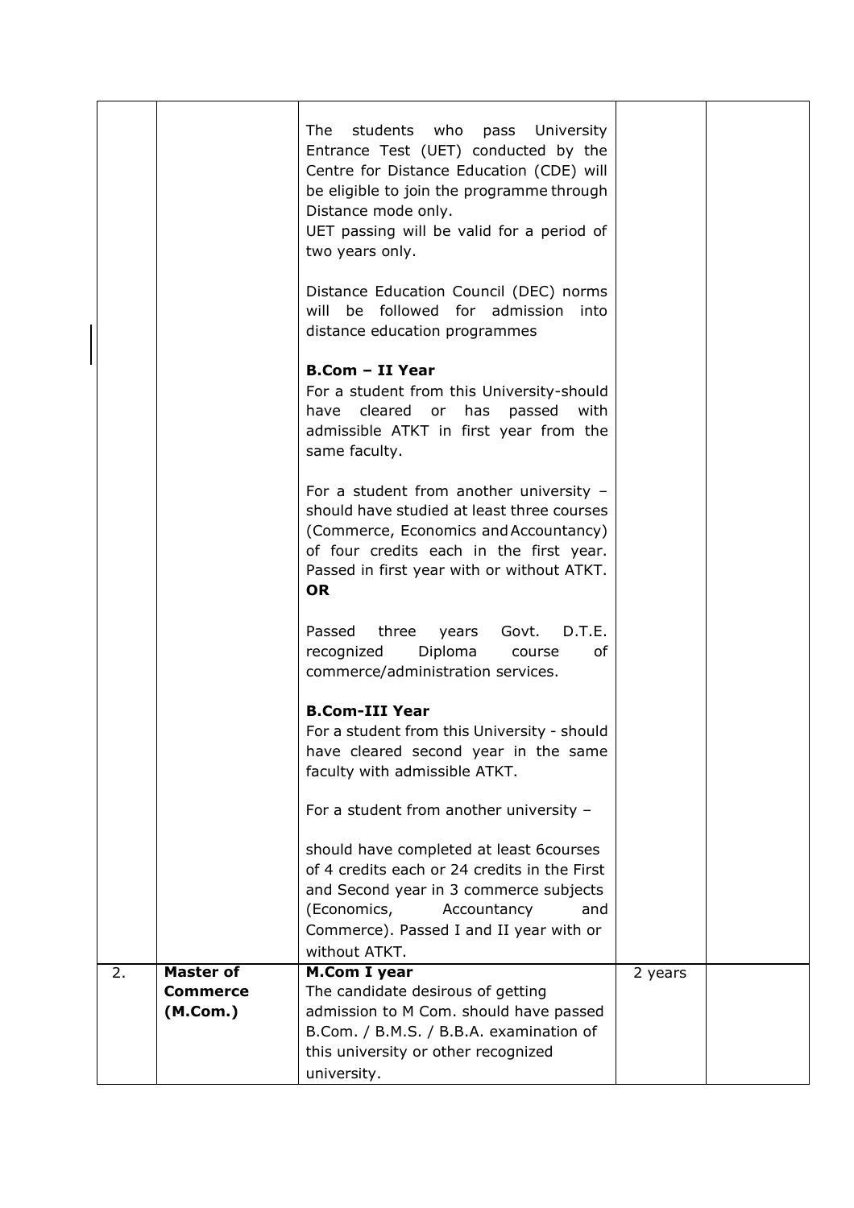| | | | | |
|---|---|---|---|---|
| | | The students who pass University Entrance Test (UET) conducted by the Centre for Distance Education (CDE) will be eligible to join the programme through Distance mode only.<br>UET passing will be valid for a period of two years only.<br><br>Distance Education Council (DEC) norms will be followed for admission into distance education programmes<br><br>**B.Com – II Year**<br>For a student from this University-should have cleared or has passed with admissible ATKT in first year from the same faculty.<br><br>For a student from another university – should have studied at least three courses (Commerce, Economics and Accountancy) of four credits each in the first year. Passed in first year with or without ATKT.<br>**OR**<br><br>Passed three years Govt. D.T.E. recognized Diploma course of commerce/administration services.<br><br>**B.Com-III Year**<br>For a student from this University - should have cleared second year in the same faculty with admissible ATKT.<br><br>For a student from another university –<br><br>should have completed at least 6courses of 4 credits each or 24 credits in the First and Second year in 3 commerce subjects (Economics, Accountancy and Commerce). Passed I and II year with or without ATKT. | | |
| 2. | **Master of Commerce (M.Com.)** | **M.Com I year**<br>The candidate desirous of getting admission to M Com. should have passed B.Com. / B.M.S. / B.B.A. examination of this university or other recognized university. | 2 years | |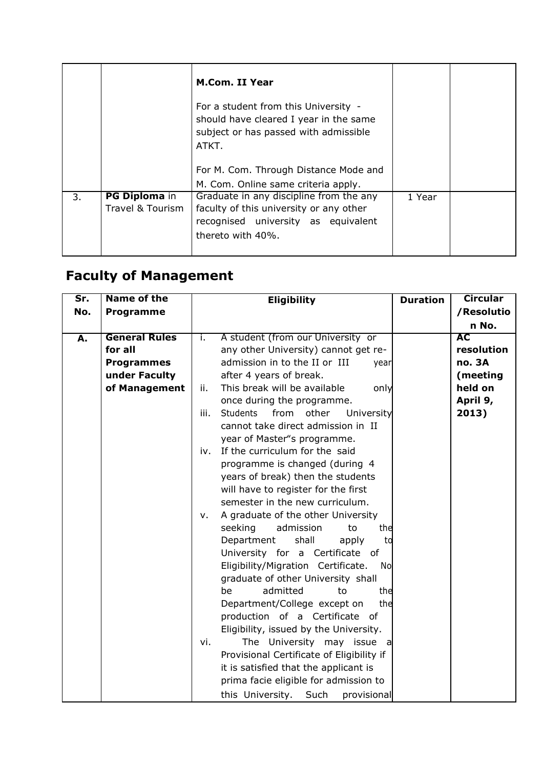|  |  | **M.Com. II Year**<br><br>For a student from this University - should have cleared I year in the same subject or has passed with admissible ATKT.<br><br>For M. Com. Through Distance Mode and M. Com. Online same criteria apply. |  |  |
|---|---|---|---|---|
| 3. | **PG Diploma** in Travel & Tourism | Graduate in any discipline from the any faculty of this university or any other recognised university as equivalent thereto with 40%. | 1 Year |  |

## Faculty of Management

| Sr. No. | Name of the Programme | Eligibility | Duration | Circular /Resolution No. |
|---|---|---|---|---|
| **A.** | **General Rules for all Programmes under Faculty of Management** | i. A student (from our University or any other University) cannot get re-admission in to the II or III year after 4 years of break.<br>ii. This break will be available only once during the programme.<br>iii. Students from other University cannot take direct admission in II year of Master"s programme.<br>iv. If the curriculum for the said programme is changed (during 4 years of break) then the students will have to register for the first semester in the new curriculum.<br>v. A graduate of the other University seeking admission to the Department shall apply to University for a Certificate of Eligibility/Migration Certificate. No graduate of other University shall be admitted to the Department/College except on the production of a Certificate of Eligibility, issued by the University.<br>vi. The University may issue a Provisional Certificate of Eligibility if it is satisfied that the applicant is prima facie eligible for admission to this University. Such provisional |  | **AC resolution no. 3A (meeting held on April 9, 2013)** |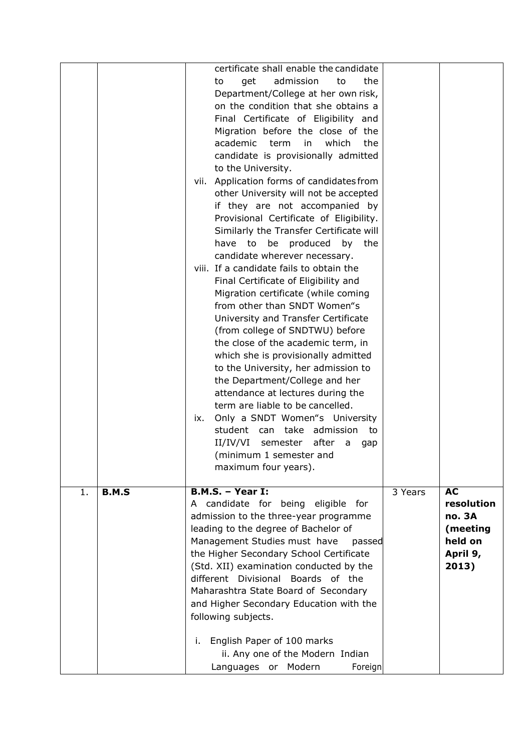| | | | | |
|---|---|---|---|---|
| | | certificate shall enable the candidate to get admission to the Department/College at her own risk, on the condition that she obtains a Final Certificate of Eligibility and Migration before the close of the academic term in which the candidate is provisionally admitted to the University.<br>vii. Application forms of candidates from other University will not be accepted if they are not accompanied by Provisional Certificate of Eligibility. Similarly the Transfer Certificate will have to be produced by the candidate wherever necessary.<br>viii. If a candidate fails to obtain the Final Certificate of Eligibility and Migration certificate (while coming from other than SNDT Women"s University and Transfer Certificate (from college of SNDTWU) before the close of the academic term, in which she is provisionally admitted to the University, her admission to the Department/College and her attendance at lectures during the term are liable to be cancelled.<br>ix. Only a SNDT Women"s University student can take admission to II/IV/VI semester after a gap (minimum 1 semester and maximum four years). | | |
| 1. | **B.M.S** | **B.M.S. – Year I:**<br>A candidate for being eligible for admission to the three-year programme leading to the degree of Bachelor of Management Studies must have passed the Higher Secondary School Certificate (Std. XII) examination conducted by the different Divisional Boards of the Maharashtra State Board of Secondary and Higher Secondary Education with the following subjects.<br><br>i. English Paper of 100 marks<br>ii. Any one of the Modern Indian Languages or Modern Foreign | 3 Years | **AC resolution no. 3A (meeting held on April 9, 2013)** |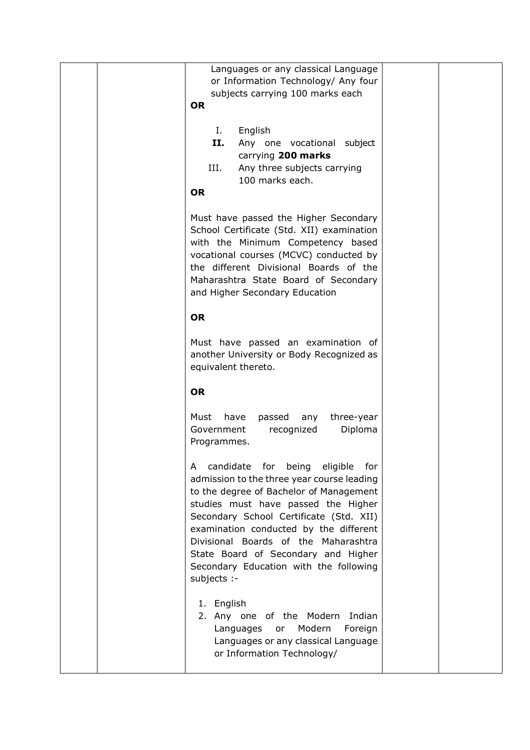| | | Languages or any classical Language or Information Technology/ Any four subjects carrying 100 marks each<br>**OR**<br>I. English<br>**II.** Any one vocational subject carrying **200 marks**<br>III. Any three subjects carrying 100 marks each.<br>**OR**<br>Must have passed the Higher Secondary School Certificate (Std. XII) examination with the Minimum Competency based vocational courses (MCVC) conducted by the different Divisional Boards of the Maharashtra State Board of Secondary and Higher Secondary Education<br>**OR**<br>Must have passed an examination of another University or Body Recognized as equivalent thereto.<br>**OR**<br>Must have passed any three-year Government recognized Diploma Programmes.<br>A candidate for being eligible for admission to the three year course leading to the degree of Bachelor of Management studies must have passed the Higher Secondary School Certificate (Std. XII) examination conducted by the different Divisional Boards of the Maharashtra State Board of Secondary and Higher Secondary Education with the following subjects :-<br>1. English<br>2. Any one of the Modern Indian Languages or Modern Foreign Languages or any classical Language or Information Technology/ | | |
|---|---|---|---|---|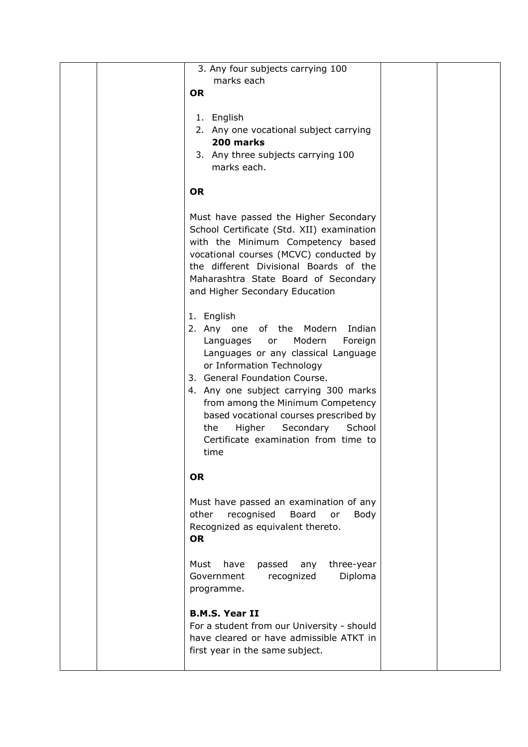| | | 3. Any four subjects carrying 100 marks each<br>**OR**<br>1. English<br>2. Any one vocational subject carrying **200 marks**<br>3. Any three subjects carrying 100 marks each.<br>**OR**<br>Must have passed the Higher Secondary School Certificate (Std. XII) examination with the Minimum Competency based vocational courses (MCVC) conducted by the different Divisional Boards of the Maharashtra State Board of Secondary and Higher Secondary Education<br>1. English<br>2. Any one of the Modern Indian Languages or Modern Foreign Languages or any classical Language or Information Technology<br>3. General Foundation Course.<br>4. Any one subject carrying 300 marks from among the Minimum Competency based vocational courses prescribed by the Higher Secondary School Certificate examination from time to time<br>**OR**<br>Must have passed an examination of any other recognised Board or Body Recognized as equivalent thereto.<br>**OR**<br>Must have passed any three-year Government recognized Diploma programme.<br>**B.M.S. Year II**<br>For a student from our University - should have cleared or have admissible ATKT in first year in the same subject. | | |
|---|---|---|---|---|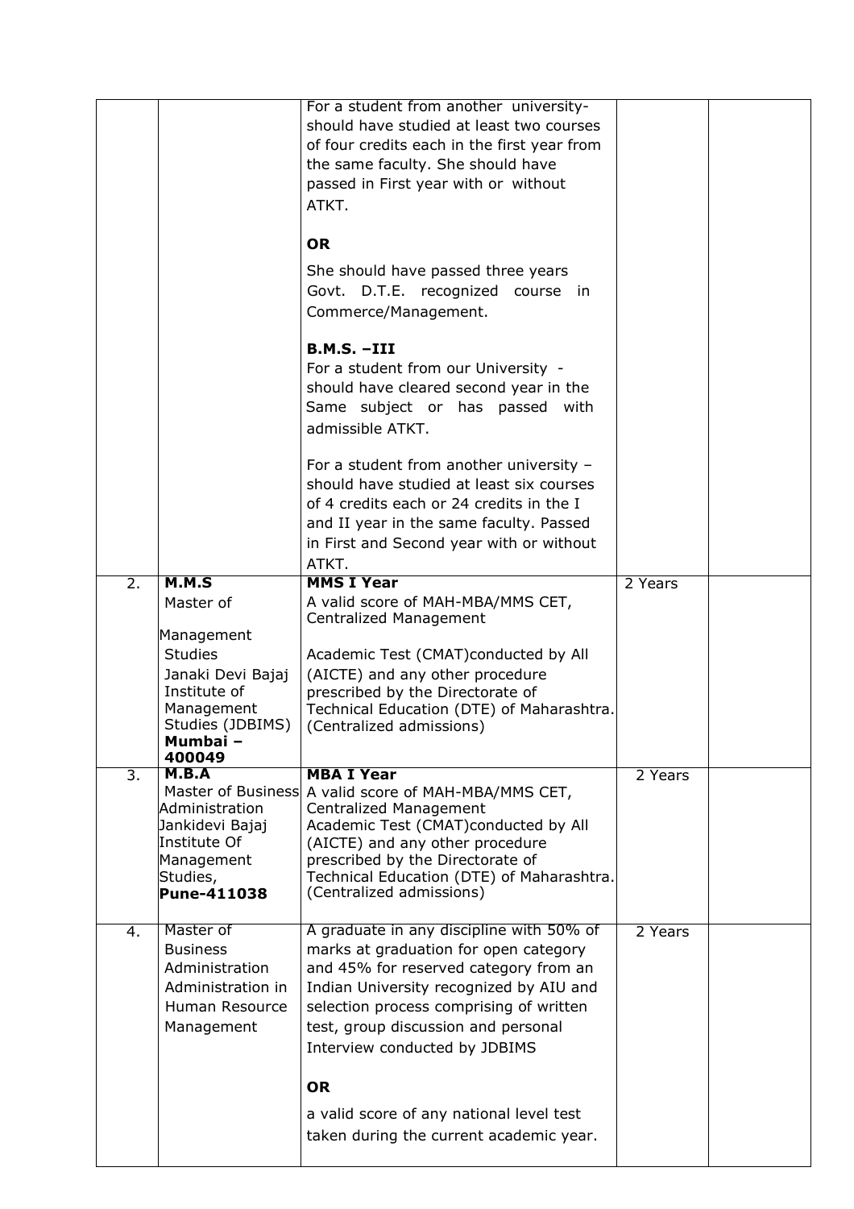| | | | | |
|---|---|---|---|---|
| | | For a student from another university- should have studied at least two courses of four credits each in the first year from the same faculty. She should have passed in First year with or without ATKT.<br><br>**OR**<br><br>She should have passed three years Govt. D.T.E. recognized course in Commerce/Management.<br><br>**B.M.S. –III**<br>For a student from our University - should have cleared second year in the Same subject or has passed with admissible ATKT.<br><br>For a student from another university – should have studied at least six courses of 4 credits each or 24 credits in the I and II year in the same faculty. Passed in First and Second year with or without ATKT. | | |
| 2. | **M.M.S**<br>Master of Management Studies<br>Janaki Devi Bajaj Institute of Management Studies (JDBIMS)<br>**Mumbai – 400049** | **MMS I Year**<br>A valid score of MAH-MBA/MMS CET, Centralized Management<br><br>Academic Test (CMAT)conducted by All (AICTE) and any other procedure prescribed by the Directorate of Technical Education (DTE) of Maharashtra. (Centralized admissions) | 2 Years | |
| 3. | **M.B.A**<br>Master of Business Administration<br>Jankidevi Bajaj Institute Of Management Studies,<br>**Pune-411038** | **MBA I Year**<br>A valid score of MAH-MBA/MMS CET, Centralized Management Academic Test (CMAT)conducted by All (AICTE) and any other procedure prescribed by the Directorate of Technical Education (DTE) of Maharashtra. (Centralized admissions) | 2 Years | |
| 4. | Master of Business Administration Administration in Human Resource Management | A graduate in any discipline with 50% of marks at graduation for open category and 45% for reserved category from an Indian University recognized by AIU and selection process comprising of written test, group discussion and personal Interview conducted by JDBIMS<br><br>**OR**<br><br>a valid score of any national level test taken during the current academic year. | 2 Years | |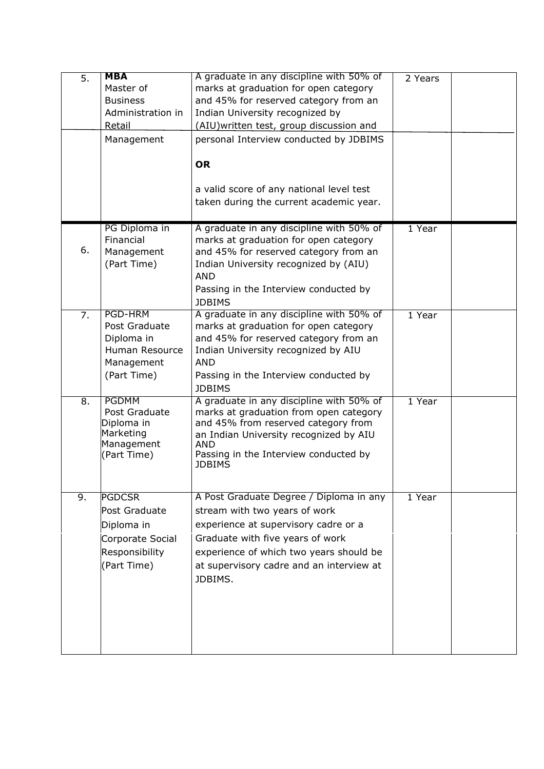| | | | | |
|---|---|---|---|---|
| 5. | **MBA** Master of Business Administration in Retail Management | A graduate in any discipline with 50% of marks at graduation for open category and 45% for reserved category from an Indian University recognized by (AIU)written test, group discussion and personal Interview conducted by JDBIMS<br><br>**OR**<br><br>a valid score of any national level test taken during the current academic year. | 2 Years | |
| 6. | PG Diploma in Financial Management (Part Time) | A graduate in any discipline with 50% of marks at graduation for open category and 45% for reserved category from an Indian University recognized by (AIU)<br>AND<br>Passing in the Interview conducted by JDBIMS | 1 Year | |
| 7. | PGD-HRM Post Graduate Diploma in Human Resource Management (Part Time) | A graduate in any discipline with 50% of marks at graduation for open category and 45% for reserved category from an Indian University recognized by AIU<br>AND<br>Passing in the Interview conducted by JDBIMS | 1 Year | |
| 8. | PGDMM Post Graduate Diploma in Marketing Management (Part Time) | A graduate in any discipline with 50% of marks at graduation from open category and 45% from reserved category from an Indian University recognized by AIU<br>AND<br>Passing in the Interview conducted by JDBIMS | 1 Year | |
| 9. | PGDCSR Post Graduate Diploma in Corporate Social Responsibility (Part Time) | A Post Graduate Degree / Diploma in any stream with two years of work experience at supervisory cadre or a Graduate with five years of work experience of which two years should be at supervisory cadre and an interview at JDBIMS. | 1 Year | |